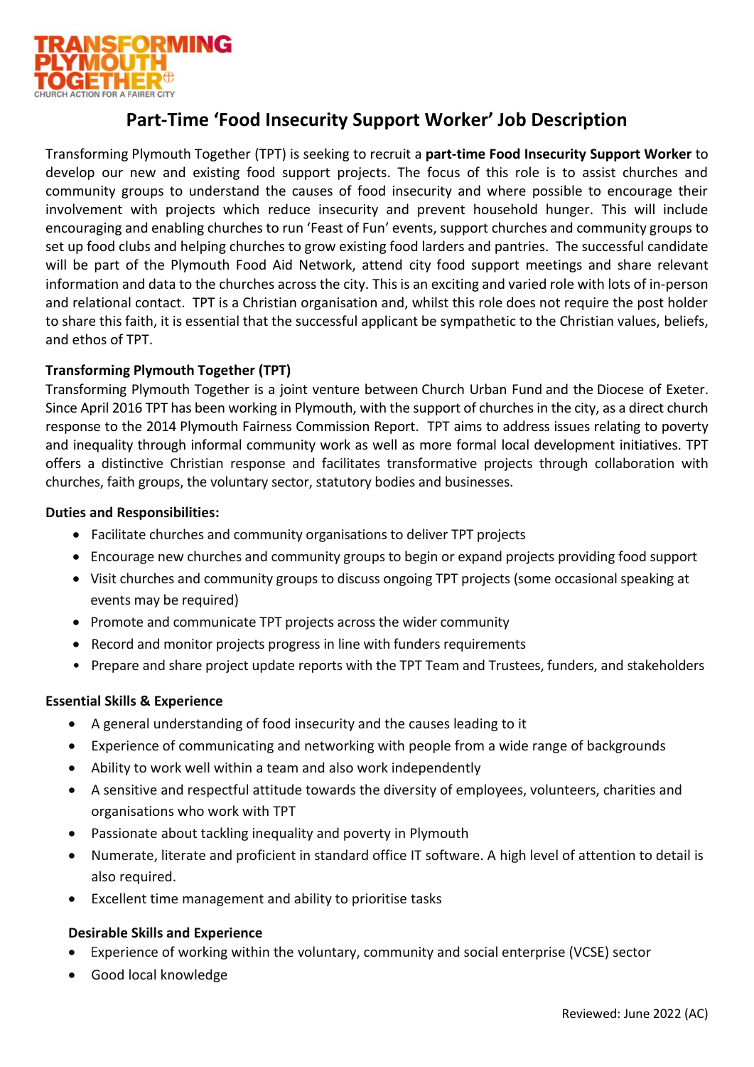TRANSFORMING PLYMOUTH TOGETHER
CHURCH ACTION FOR A FAIRER CITY

# Part-Time 'Food Insecurity Support Worker' Job Description

Transforming Plymouth Together (TPT) is seeking to recruit a **part-time Food Insecurity Support Worker** to develop our new and existing food support projects. The focus of this role is to assist churches and community groups to understand the causes of food insecurity and where possible to encourage their involvement with projects which reduce insecurity and prevent household hunger. This will include encouraging and enabling churches to run 'Feast of Fun' events, support churches and community groups to set up food clubs and helping churches to grow existing food larders and pantries. The successful candidate will be part of the Plymouth Food Aid Network, attend city food support meetings and share relevant information and data to the churches across the city. This is an exciting and varied role with lots of in-person and relational contact. TPT is a Christian organisation and, whilst this role does not require the post holder to share this faith, it is essential that the successful applicant be sympathetic to the Christian values, beliefs, and ethos of TPT.

**Transforming Plymouth Together (TPT)**

Transforming Plymouth Together is a joint venture between Church Urban Fund and the Diocese of Exeter. Since April 2016 TPT has been working in Plymouth, with the support of churches in the city, as a direct church response to the 2014 Plymouth Fairness Commission Report. TPT aims to address issues relating to poverty and inequality through informal community work as well as more formal local development initiatives. TPT offers a distinctive Christian response and facilitates transformative projects through collaboration with churches, faith groups, the voluntary sector, statutory bodies and businesses.

**Duties and Responsibilities:**

- Facilitate churches and community organisations to deliver TPT projects
- Encourage new churches and community groups to begin or expand projects providing food support
- Visit churches and community groups to discuss ongoing TPT projects (some occasional speaking at events may be required)
- Promote and communicate TPT projects across the wider community
- Record and monitor projects progress in line with funders requirements
- Prepare and share project update reports with the TPT Team and Trustees, funders, and stakeholders

**Essential Skills & Experience**

- A general understanding of food insecurity and the causes leading to it
- Experience of communicating and networking with people from a wide range of backgrounds
- Ability to work well within a team and also work independently
- A sensitive and respectful attitude towards the diversity of employees, volunteers, charities and organisations who work with TPT
- Passionate about tackling inequality and poverty in Plymouth
- Numerate, literate and proficient in standard office IT software. A high level of attention to detail is also required.
- Excellent time management and ability to prioritise tasks

**Desirable Skills and Experience**

- Experience of working within the voluntary, community and social enterprise (VCSE) sector
- Good local knowledge

Reviewed: June 2022 (AC)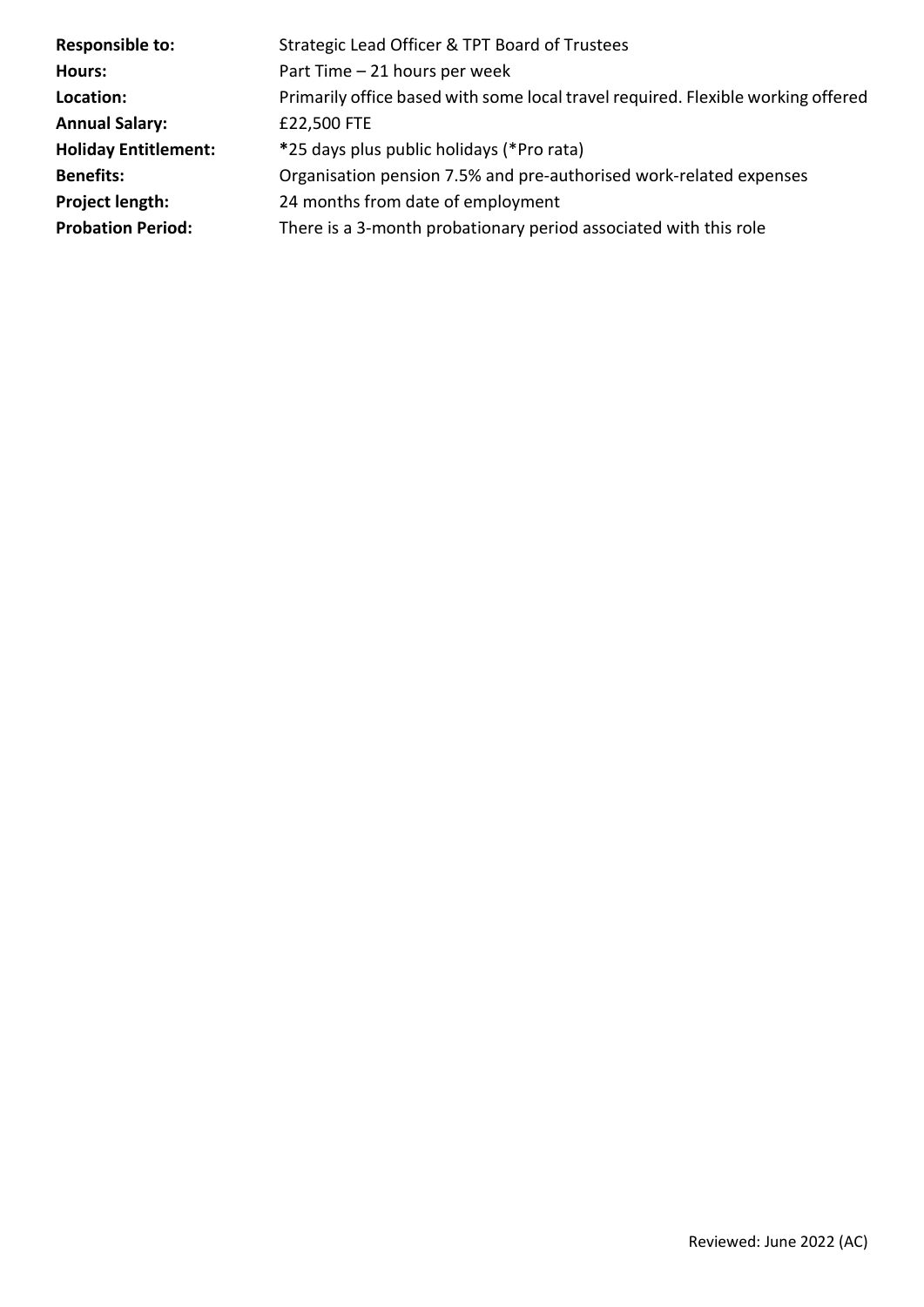| | |
|---|---|
| **Responsible to:** | Strategic Lead Officer & TPT Board of Trustees |
| **Hours:** | Part Time – 21 hours per week |
| **Location:** | Primarily office based with some local travel required. Flexible working offered |
| **Annual Salary:** | £22,500 FTE |
| **Holiday Entitlement:** | **\***25 days plus public holidays (*Pro rata) |
| **Benefits:** | Organisation pension 7.5% and pre-authorised work-related expenses |
| **Project length:** | 24 months from date of employment |
| **Probation Period:** | There is a 3-month probationary period associated with this role |

Reviewed: June 2022 (AC)